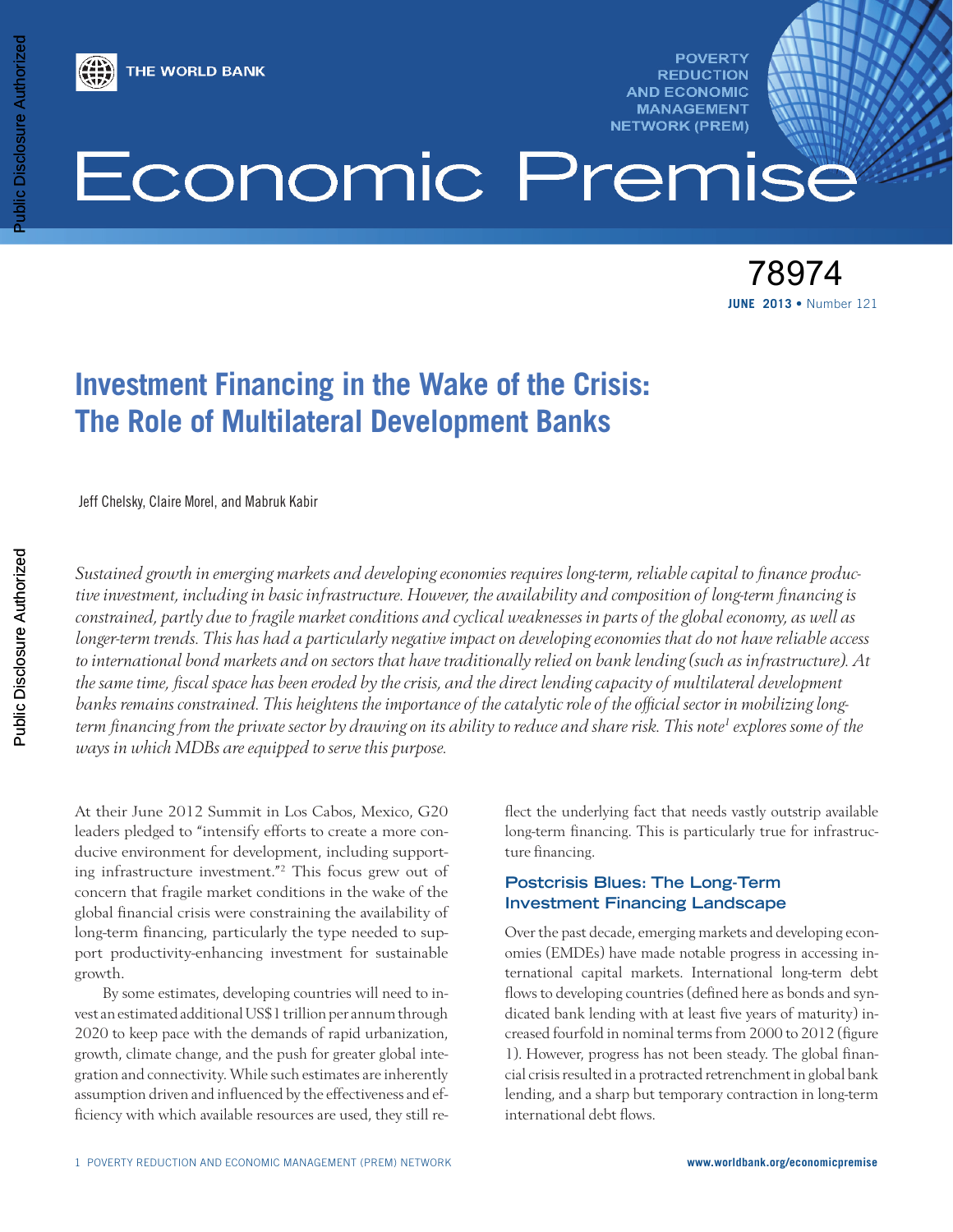THE WORLD BANK

POVERTY REDUCTION AND ECONOMIC MANAGEMENT NETWORK (PREM)

# Economic Premise

78974

**JUNE 2013** • Number 121

# Investment Financing in the Wake of the Crisis: The Role of Multilateral Development Banks

Jeff Chelsky, Claire Morel, and Mabruk Kabir

*Sustained growth in emerging markets and developing economies requires long-term, reliable capital to finance productive investment, including in basic infrastructure. However, the availability and composition of long-term financing is constrained, partly due to fragile market conditions and cyclical weaknesses in parts of the global economy, as well as longer-term trends. This has had a particularly negative impact on developing economies that do not have reliable access to international bond markets and on sectors that have traditionally relied on bank lending (such as infrastructure). At the same time, fiscal space has been eroded by the crisis, and the direct lending capacity of multilateral development banks remains constrained. This heightens the importance of the catalytic role of the official sector in mobilizing long-term financing from the private sector by drawing on its ability to reduce and share risk. This note[1] explores some of the ways in which MDBs are equipped to serve this purpose.*

At their June 2012 Summit in Los Cabos, Mexico, G20 leaders pledged to "intensify efforts to create a more conducive environment for development, including supporting infrastructure investment."[2] This focus grew out of concern that fragile market conditions in the wake of the global financial crisis were constraining the availability of long-term financing, particularly the type needed to support productivity-enhancing investment for sustainable growth.

By some estimates, developing countries will need to invest an estimated additional US$1 trillion per annum through 2020 to keep pace with the demands of rapid urbanization, growth, climate change, and the push for greater global integration and connectivity. While such estimates are inherently assumption driven and influenced by the effectiveness and efficiency with which available resources are used, they still reflect the underlying fact that needs vastly outstrip available long-term financing. This is particularly true for infrastructure financing.

## Postcrisis Blues: The Long-Term Investment Financing Landscape

Over the past decade, emerging markets and developing economies (EMDEs) have made notable progress in accessing international capital markets. International long-term debt flows to developing countries (defined here as bonds and syndicated bank lending with at least five years of maturity) increased fourfold in nominal terms from 2000 to 2012 (figure 1). However, progress has not been steady. The global financial crisis resulted in a protracted retrenchment in global bank lending, and a sharp but temporary contraction in long-term international debt flows.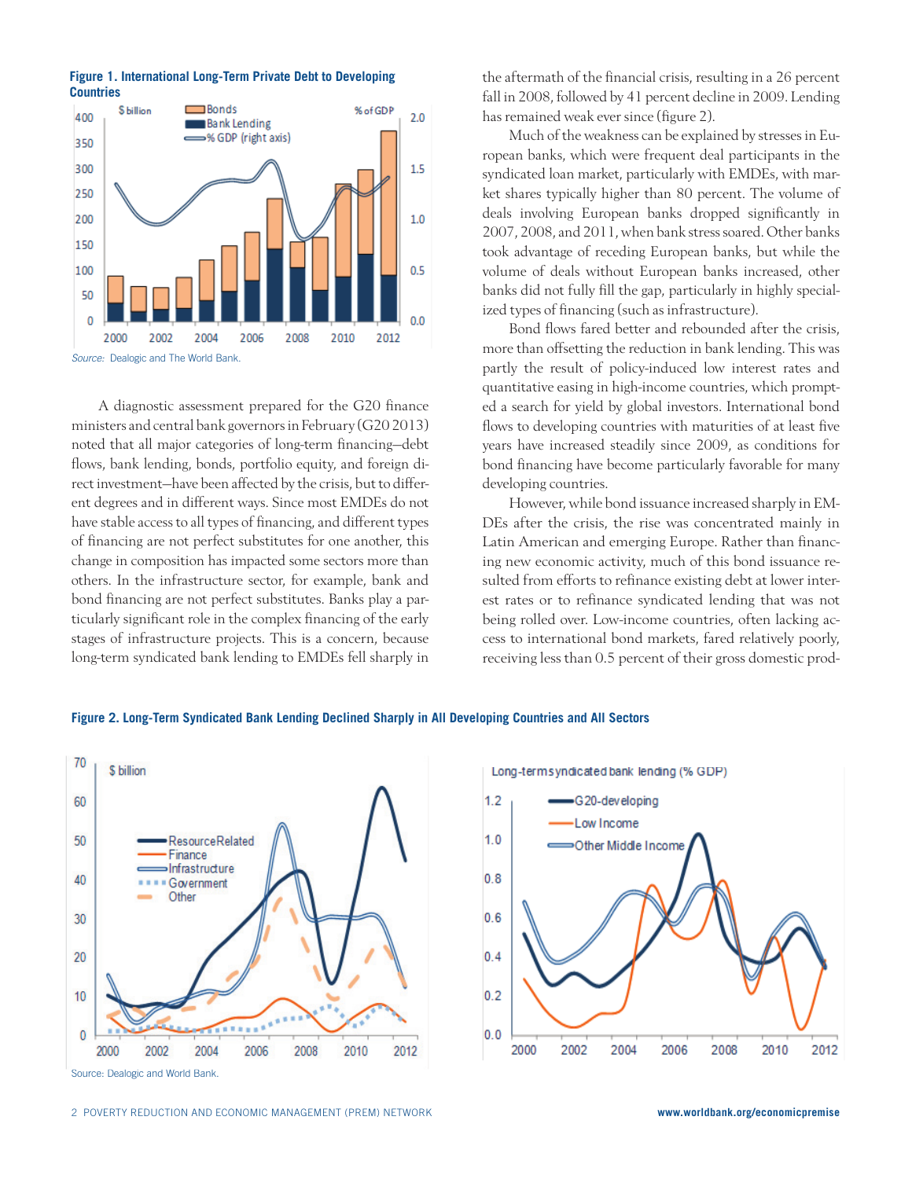**Figure 1. International Long-Term Private Debt to Developing Countries**

*Source:* Dealogic and The World Bank.

A diagnostic assessment prepared for the G20 finance ministers and central bank governors in February (G20 2013) noted that all major categories of long-term financing—debt flows, bank lending, bonds, portfolio equity, and foreign direct investment—have been affected by the crisis, but to different degrees and in different ways. Since most EMDEs do not have stable access to all types of financing, and different types of financing are not perfect substitutes for one another, this change in composition has impacted some sectors more than others. In the infrastructure sector, for example, bank and bond financing are not perfect substitutes. Banks play a particularly significant role in the complex financing of the early stages of infrastructure projects. This is a concern, because long-term syndicated bank lending to EMDEs fell sharply in the aftermath of the financial crisis, resulting in a 26 percent fall in 2008, followed by 41 percent decline in 2009. Lending has remained weak ever since (figure 2).

Much of the weakness can be explained by stresses in European banks, which were frequent deal participants in the syndicated loan market, particularly with EMDEs, with market shares typically higher than 80 percent. The volume of deals involving European banks dropped significantly in 2007, 2008, and 2011, when bank stress soared. Other banks took advantage of receding European banks, but while the volume of deals without European banks increased, other banks did not fully fill the gap, particularly in highly specialized types of financing (such as infrastructure).

Bond flows fared better and rebounded after the crisis, more than offsetting the reduction in bank lending. This was partly the result of policy-induced low interest rates and quantitative easing in high-income countries, which prompted a search for yield by global investors. International bond flows to developing countries with maturities of at least five years have increased steadily since 2009, as conditions for bond financing have become particularly favorable for many developing countries.

However, while bond issuance increased sharply in EMDEs after the crisis, the rise was concentrated mainly in Latin American and emerging Europe. Rather than financing new economic activity, much of this bond issuance resulted from efforts to refinance existing debt at lower interest rates or to refinance syndicated lending that was not being rolled over. Low-income countries, often lacking access to international bond markets, fared relatively poorly, receiving less than 0.5 percent of their gross domestic prod-

**Figure 2. Long-Term Syndicated Bank Lending Declined Sharply in All Developing Countries and All Sectors**

Source: Dealogic and World Bank.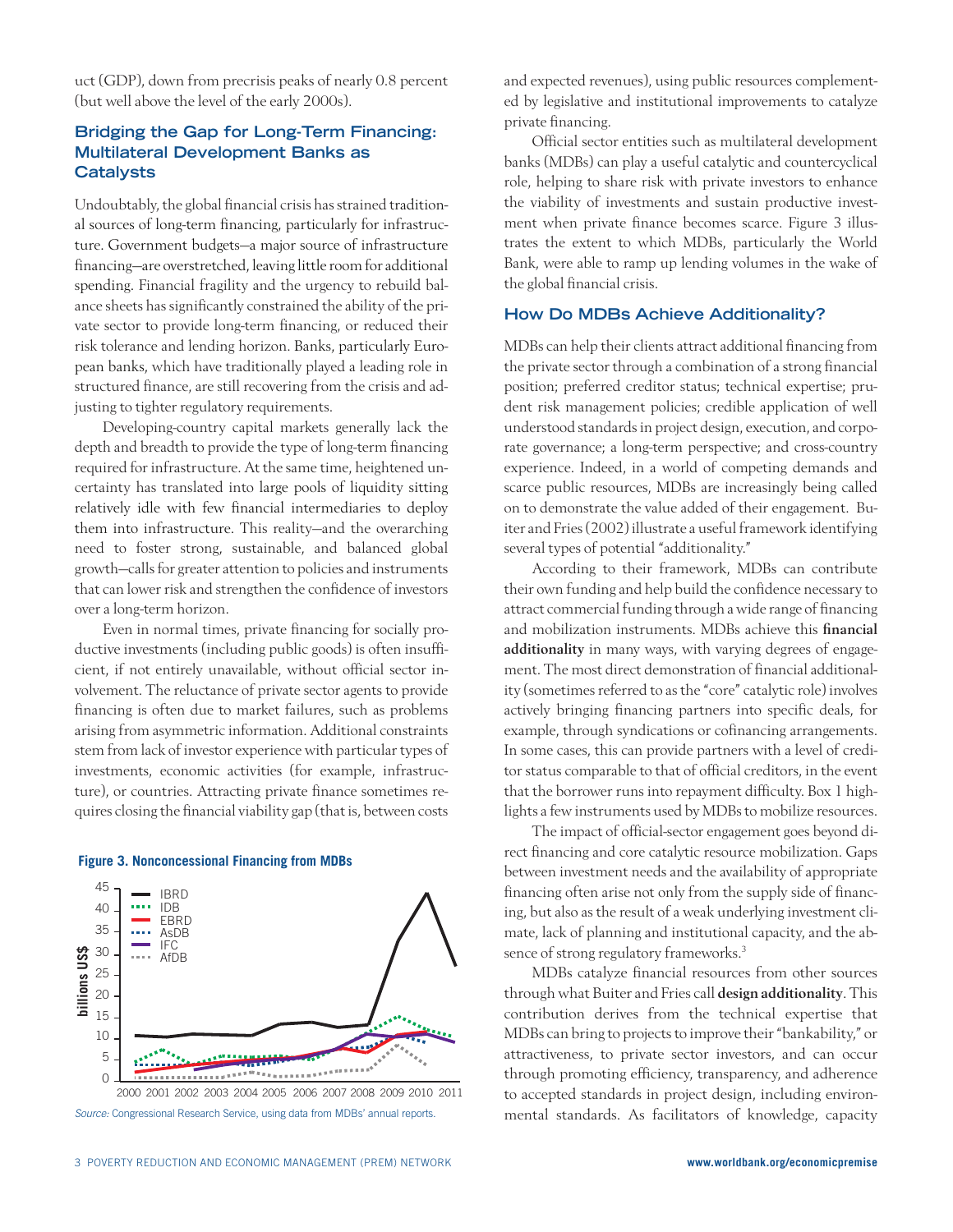uct (GDP), down from precrisis peaks of nearly 0.8 percent (but well above the level of the early 2000s).

## Bridging the Gap for Long-Term Financing: Multilateral Development Banks as Catalysts

Undoubtably, the global financial crisis has strained traditional sources of long-term financing, particularly for infrastructure. Government budgets—a major source of infrastructure financing—are overstretched, leaving little room for additional spending. Financial fragility and the urgency to rebuild balance sheets has significantly constrained the ability of the private sector to provide long-term financing, or reduced their risk tolerance and lending horizon. Banks, particularly European banks, which have traditionally played a leading role in structured finance, are still recovering from the crisis and adjusting to tighter regulatory requirements.

Developing-country capital markets generally lack the depth and breadth to provide the type of long-term financing required for infrastructure. At the same time, heightened uncertainty has translated into large pools of liquidity sitting relatively idle with few financial intermediaries to deploy them into infrastructure. This reality—and the overarching need to foster strong, sustainable, and balanced global growth—calls for greater attention to policies and instruments that can lower risk and strengthen the confidence of investors over a long-term horizon.

Even in normal times, private financing for socially productive investments (including public goods) is often insufficient, if not entirely unavailable, without official sector involvement. The reluctance of private sector agents to provide financing is often due to market failures, such as problems arising from asymmetric information. Additional constraints stem from lack of investor experience with particular types of investments, economic activities (for example, infrastructure), or countries. Attracting private finance sometimes requires closing the financial viability gap (that is, between costs and expected revenues), using public resources complemented by legislative and institutional improvements to catalyze private financing.

**Figure 3. Nonconcessional Financing from MDBs**

*Source:* Congressional Research Service, using data from MDBs' annual reports.

Official sector entities such as multilateral development banks (MDBs) can play a useful catalytic and countercyclical role, helping to share risk with private investors to enhance the viability of investments and sustain productive investment when private finance becomes scarce. Figure 3 illustrates the extent to which MDBs, particularly the World Bank, were able to ramp up lending volumes in the wake of the global financial crisis.

## How Do MDBs Achieve Additionality?

MDBs can help their clients attract additional financing from the private sector through a combination of a strong financial position; preferred creditor status; technical expertise; prudent risk management policies; credible application of well understood standards in project design, execution, and corporate governance; a long-term perspective; and cross-country experience. Indeed, in a world of competing demands and scarce public resources, MDBs are increasingly being called on to demonstrate the value added of their engagement. Buiter and Fries (2002) illustrate a useful framework identifying several types of potential "additionality."

According to their framework, MDBs can contribute their own funding and help build the confidence necessary to attract commercial funding through a wide range of financing and mobilization instruments. MDBs achieve this **financial additionality** in many ways, with varying degrees of engagement. The most direct demonstration of financial additionality (sometimes referred to as the "core" catalytic role) involves actively bringing financing partners into specific deals, for example, through syndications or cofinancing arrangements. In some cases, this can provide partners with a level of creditor status comparable to that of official creditors, in the event that the borrower runs into repayment difficulty. Box 1 highlights a few instruments used by MDBs to mobilize resources.

The impact of official-sector engagement goes beyond direct financing and core catalytic resource mobilization. Gaps between investment needs and the availability of appropriate financing often arise not only from the supply side of financing, but also as the result of a weak underlying investment climate, lack of planning and institutional capacity, and the absence of strong regulatory frameworks.[3]

MDBs catalyze financial resources from other sources through what Buiter and Fries call **design additionality**. This contribution derives from the technical expertise that MDBs can bring to projects to improve their "bankability," or attractiveness, to private sector investors, and can occur through promoting efficiency, transparency, and adherence to accepted standards in project design, including environmental standards. As facilitators of knowledge, capacity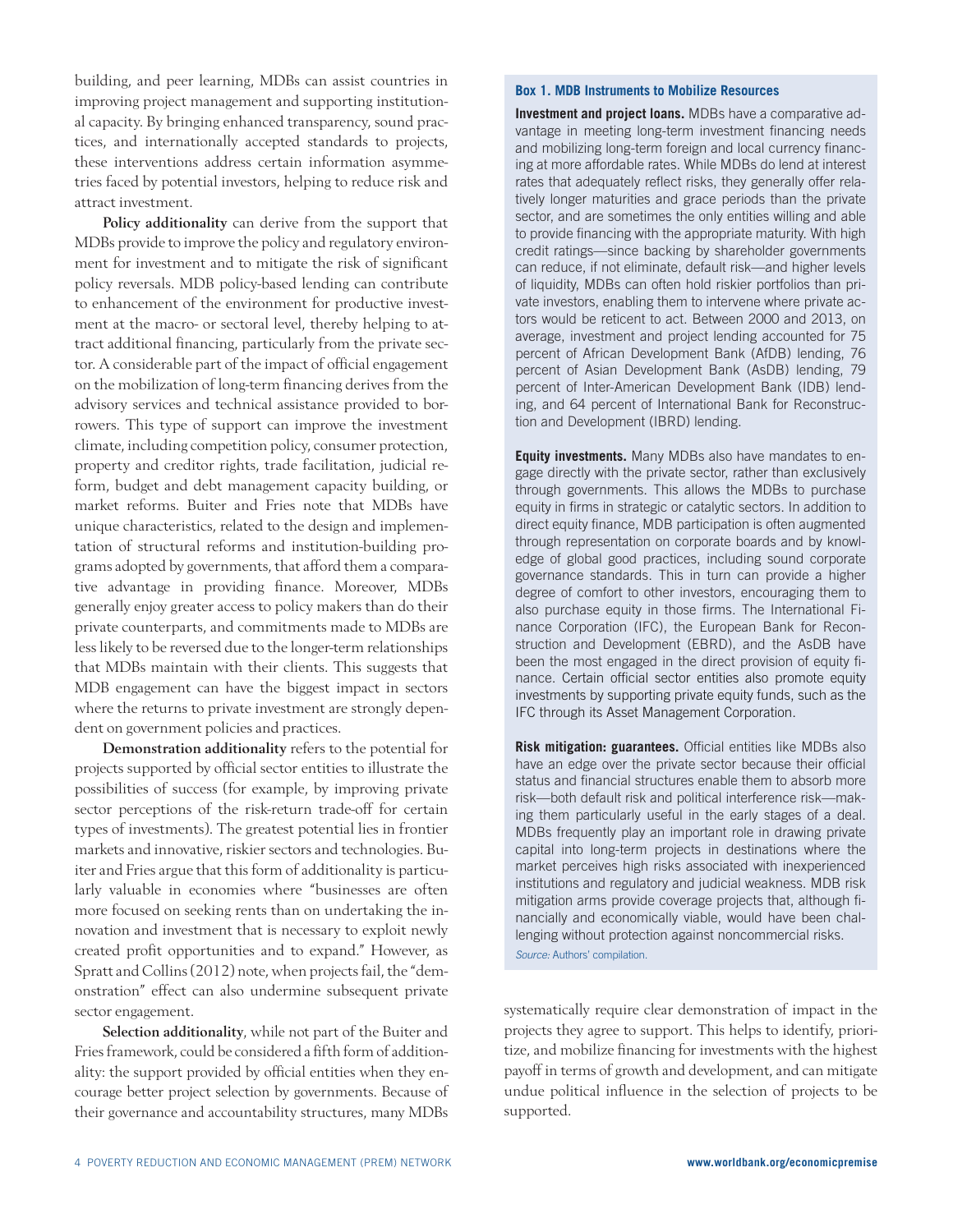building, and peer learning, MDBs can assist countries in improving project management and supporting institutional capacity. By bringing enhanced transparency, sound practices, and internationally accepted standards to projects, these interventions address certain information asymmetries faced by potential investors, helping to reduce risk and attract investment.

**Policy additionality** can derive from the support that MDBs provide to improve the policy and regulatory environment for investment and to mitigate the risk of significant policy reversals. MDB policy-based lending can contribute to enhancement of the environment for productive investment at the macro- or sectoral level, thereby helping to attract additional financing, particularly from the private sector. A considerable part of the impact of official engagement on the mobilization of long-term financing derives from the advisory services and technical assistance provided to borrowers. This type of support can improve the investment climate, including competition policy, consumer protection, property and creditor rights, trade facilitation, judicial reform, budget and debt management capacity building, or market reforms. Buiter and Fries note that MDBs have unique characteristics, related to the design and implementation of structural reforms and institution-building programs adopted by governments, that afford them a comparative advantage in providing finance. Moreover, MDBs generally enjoy greater access to policy makers than do their private counterparts, and commitments made to MDBs are less likely to be reversed due to the longer-term relationships that MDBs maintain with their clients. This suggests that MDB engagement can have the biggest impact in sectors where the returns to private investment are strongly dependent on government policies and practices.

**Demonstration additionality** refers to the potential for projects supported by official sector entities to illustrate the possibilities of success (for example, by improving private sector perceptions of the risk-return trade-off for certain types of investments). The greatest potential lies in frontier markets and innovative, riskier sectors and technologies. Buiter and Fries argue that this form of additionality is particularly valuable in economies where "businesses are often more focused on seeking rents than on undertaking the innovation and investment that is necessary to exploit newly created profit opportunities and to expand." However, as Spratt and Collins (2012) note, when projects fail, the "demonstration" effect can also undermine subsequent private sector engagement.

**Selection additionality**, while not part of the Buiter and Fries framework, could be considered a fifth form of additionality: the support provided by official entities when they encourage better project selection by governments. Because of their governance and accountability structures, many MDBs systematically require clear demonstration of impact in the projects they agree to support. This helps to identify, prioritize, and mobilize financing for investments with the highest payoff in terms of growth and development, and can mitigate undue political influence in the selection of projects to be supported.

### Box 1. MDB Instruments to Mobilize Resources

**Investment and project loans.** MDBs have a comparative advantage in meeting long-term investment financing needs and mobilizing long-term foreign and local currency financing at more affordable rates. While MDBs do lend at interest rates that adequately reflect risks, they generally offer relatively longer maturities and grace periods than the private sector, and are sometimes the only entities willing and able to provide financing with the appropriate maturity. With high credit ratings—since backing by shareholder governments can reduce, if not eliminate, default risk—and higher levels of liquidity, MDBs can often hold riskier portfolios than private investors, enabling them to intervene where private actors would be reticent to act. Between 2000 and 2013, on average, investment and project lending accounted for 75 percent of African Development Bank (AfDB) lending, 76 percent of Asian Development Bank (AsDB) lending, 79 percent of Inter-American Development Bank (IDB) lending, and 64 percent of International Bank for Reconstruction and Development (IBRD) lending.

**Equity investments.** Many MDBs also have mandates to engage directly with the private sector, rather than exclusively through governments. This allows the MDBs to purchase equity in firms in strategic or catalytic sectors. In addition to direct equity finance, MDB participation is often augmented through representation on corporate boards and by knowledge of global good practices, including sound corporate governance standards. This in turn can provide a higher degree of comfort to other investors, encouraging them to also purchase equity in those firms. The International Finance Corporation (IFC), the European Bank for Reconstruction and Development (EBRD), and the AsDB have been the most engaged in the direct provision of equity finance. Certain official sector entities also promote equity investments by supporting private equity funds, such as the IFC through its Asset Management Corporation.

**Risk mitigation: guarantees.** Official entities like MDBs also have an edge over the private sector because their official status and financial structures enable them to absorb more risk—both default risk and political interference risk—making them particularly useful in the early stages of a deal. MDBs frequently play an important role in drawing private capital into long-term projects in destinations where the market perceives high risks associated with inexperienced institutions and regulatory and judicial weakness. MDB risk mitigation arms provide coverage projects that, although financially and economically viable, would have been challenging without protection against noncommercial risks.

*Source:* Authors' compilation.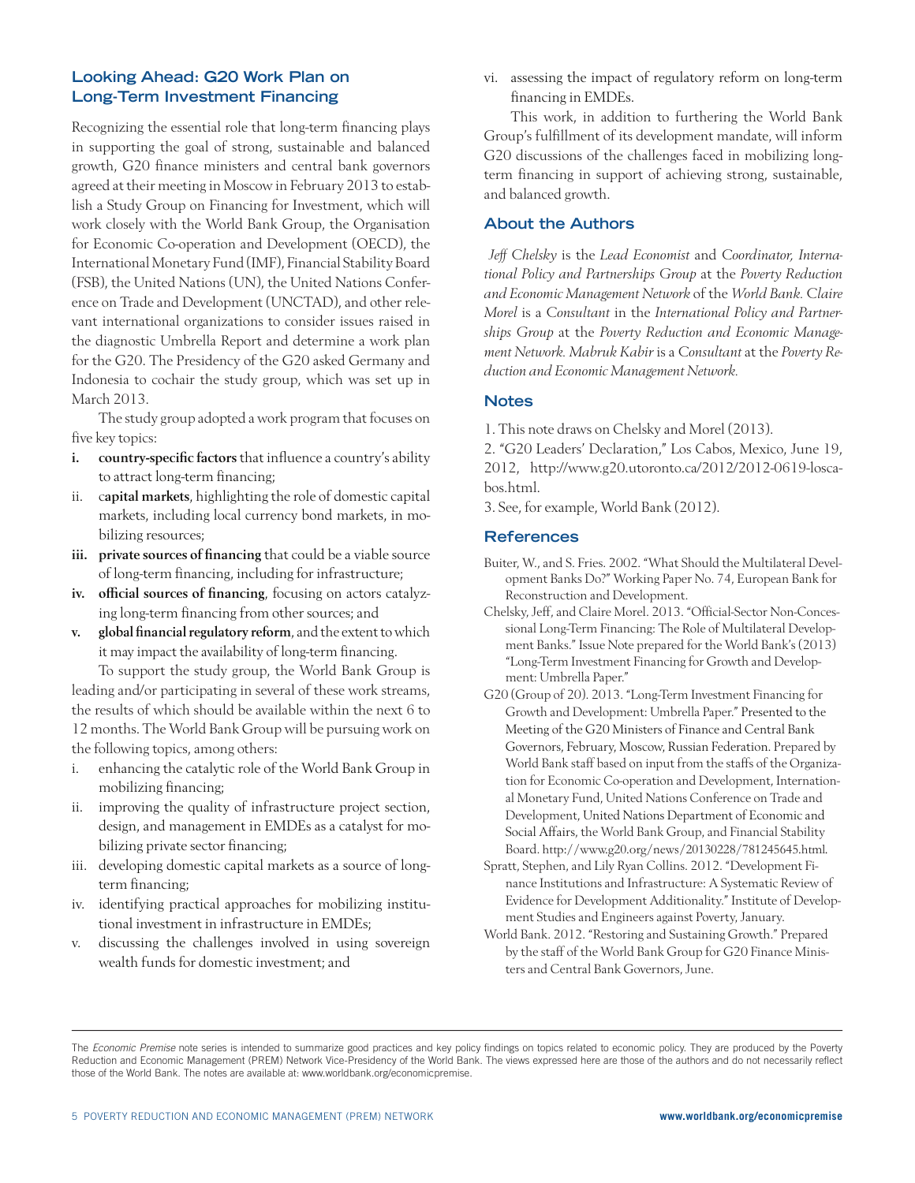### Looking Ahead: G20 Work Plan on Long-Term Investment Financing

Recognizing the essential role that long-term financing plays in supporting the goal of strong, sustainable and balanced growth, G20 finance ministers and central bank governors agreed at their meeting in Moscow in February 2013 to establish a Study Group on Financing for Investment, which will work closely with the World Bank Group, the Organisation for Economic Co-operation and Development (OECD), the International Monetary Fund (IMF), Financial Stability Board (FSB), the United Nations (UN), the United Nations Conference on Trade and Development (UNCTAD), and other relevant international organizations to consider issues raised in the diagnostic Umbrella Report and determine a work plan for the G20. The Presidency of the G20 asked Germany and Indonesia to cochair the study group, which was set up in March 2013.

The study group adopted a work program that focuses on five key topics:

- **i. country-specific factors** that influence a country's ability to attract long-term financing;
- ii. c**apital markets**, highlighting the role of domestic capital markets, including local currency bond markets, in mobilizing resources;
- **iii. private sources of financing** that could be a viable source of long-term financing, including for infrastructure;
- **iv. official sources of financing**, focusing on actors catalyzing long-term financing from other sources; and
- **v. global financial regulatory reform**, and the extent to which it may impact the availability of long-term financing.

To support the study group, the World Bank Group is leading and/or participating in several of these work streams, the results of which should be available within the next 6 to 12 months. The World Bank Group will be pursuing work on the following topics, among others:

- i. enhancing the catalytic role of the World Bank Group in mobilizing financing;
- ii. improving the quality of infrastructure project section, design, and management in EMDEs as a catalyst for mobilizing private sector financing;
- iii. developing domestic capital markets as a source of long-term financing;
- iv. identifying practical approaches for mobilizing institutional investment in infrastructure in EMDEs;
- v. discussing the challenges involved in using sovereign wealth funds for domestic investment; and
- vi. assessing the impact of regulatory reform on long-term financing in EMDEs.

This work, in addition to furthering the World Bank Group's fulfillment of its development mandate, will inform G20 discussions of the challenges faced in mobilizing long-term financing in support of achieving strong, sustainable, and balanced growth.

### About the Authors

*Jeff Chelsky* is the *Lead Economist* and *Coordinator, International Policy and Partnerships Group* at the *Poverty Reduction and Economic Management Network* of the *World Bank. Claire Morel* is a *Consultant* in the *International Policy and Partnerships Group* at the *Poverty Reduction and Economic Management Network. Mabruk Kabir* is a *Consultant* at the *Poverty Reduction and Economic Management Network.*

### Notes

1. This note draws on Chelsky and Morel (2013).
2. "G20 Leaders' Declaration," Los Cabos, Mexico, June 19, 2012, http://www.g20.utoronto.ca/2012/2012-0619-loscabos.html.
3. See, for example, World Bank (2012).

### References

Buiter, W., and S. Fries. 2002. "What Should the Multilateral Development Banks Do?" Working Paper No. 74, European Bank for Reconstruction and Development.

Chelsky, Jeff, and Claire Morel. 2013. "Official-Sector Non-Concessional Long-Term Financing: The Role of Multilateral Development Banks." Issue Note prepared for the World Bank's (2013) "Long-Term Investment Financing for Growth and Development: Umbrella Paper."

G20 (Group of 20). 2013. "Long-Term Investment Financing for Growth and Development: Umbrella Paper." Presented to the Meeting of the G20 Ministers of Finance and Central Bank Governors, February, Moscow, Russian Federation. Prepared by World Bank staff based on input from the staffs of the Organization for Economic Co-operation and Development, International Monetary Fund, United Nations Conference on Trade and Development, United Nations Department of Economic and Social Affairs, the World Bank Group, and Financial Stability Board. http://www.g20.org/news/20130228/781245645.html.

Spratt, Stephen, and Lily Ryan Collins. 2012. "Development Finance Institutions and Infrastructure: A Systematic Review of Evidence for Development Additionality." Institute of Development Studies and Engineers against Poverty, January.

World Bank. 2012. "Restoring and Sustaining Growth." Prepared by the staff of the World Bank Group for G20 Finance Ministers and Central Bank Governors, June.

The *Economic Premise* note series is intended to summarize good practices and key policy findings on topics related to economic policy. They are produced by the Poverty Reduction and Economic Management (PREM) Network Vice-Presidency of the World Bank. The views expressed here are those of the authors and do not necessarily reflect those of the World Bank. The notes are available at: www.worldbank.org/economicpremise.